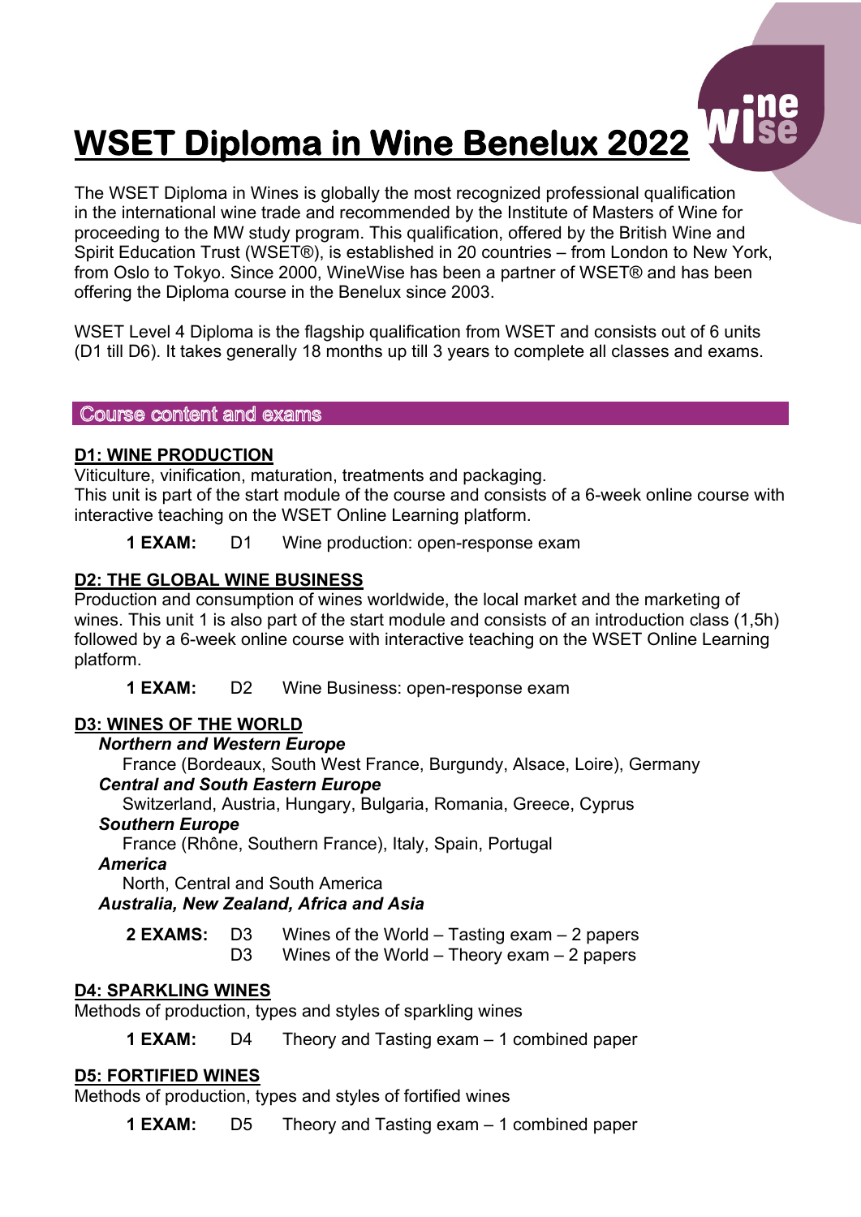# WSET Diploma in Wine Benelux 2022

The WSET Diploma in Wines is globally the most recognized professional qualification in the international wine trade and recommended by the Institute of Masters of Wine for proceeding to the MW study program. This qualification, offered by the British Wine and Spirit Education Trust (WSET®), is established in 20 countries – from London to New York, from Oslo to Tokyo. Since 2000, WineWise has been a partner of WSET® and has been offering the Diploma course in the Benelux since 2003.

WSET Level 4 Diploma is the flagship qualification from WSET and consists out of 6 units (D1 till D6). It takes generally 18 months up till 3 years to complete all classes and exams.

## Course content and exams

### D1: WINE PRODUCTION

Viticulture, vinification, maturation, treatments and packaging.
This unit is part of the start module of the course and consists of a 6-week online course with interactive teaching on the WSET Online Learning platform.

**1 EXAM:** D1 Wine production: open-response exam

### D2: THE GLOBAL WINE BUSINESS

Production and consumption of wines worldwide, the local market and the marketing of wines. This unit 1 is also part of the start module and consists of an introduction class (1,5h) followed by a 6-week online course with interactive teaching on the WSET Online Learning platform.

**1 EXAM:** D2 Wine Business: open-response exam

### D3: WINES OF THE WORLD

***Northern and Western Europe***
France (Bordeaux, South West France, Burgundy, Alsace, Loire), Germany

***Central and South Eastern Europe***
Switzerland, Austria, Hungary, Bulgaria, Romania, Greece, Cyprus

***Southern Europe***
France (Rhône, Southern France), Italy, Spain, Portugal

***America***
North, Central and South America

***Australia, New Zealand, Africa and Asia***

**2 EXAMS:** D3 Wines of the World – Tasting exam – 2 papers
D3 Wines of the World – Theory exam – 2 papers

### D4: SPARKLING WINES

Methods of production, types and styles of sparkling wines

**1 EXAM:** D4 Theory and Tasting exam – 1 combined paper

### D5: FORTIFIED WINES

Methods of production, types and styles of fortified wines

**1 EXAM:** D5 Theory and Tasting exam – 1 combined paper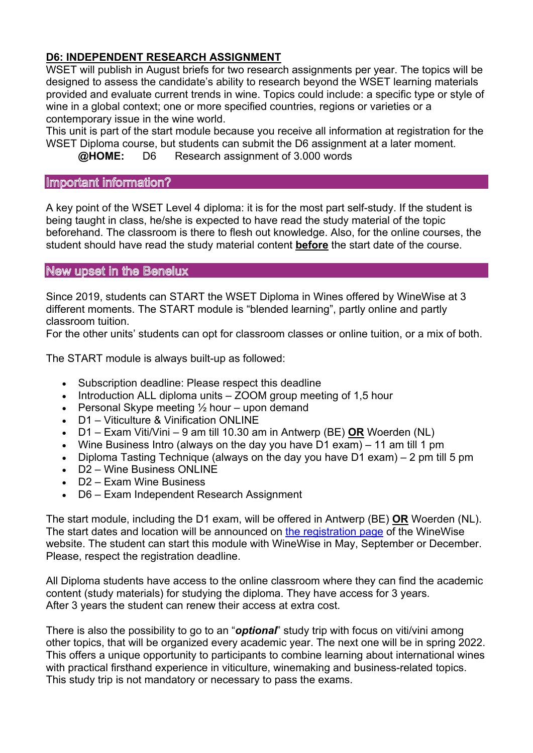## D6: INDEPENDENT RESEARCH ASSIGNMENT

WSET will publish in August briefs for two research assignments per year. The topics will be designed to assess the candidate's ability to research beyond the WSET learning materials provided and evaluate current trends in wine. Topics could include: a specific type or style of wine in a global context; one or more specified countries, regions or varieties or a contemporary issue in the wine world.

This unit is part of the start module because you receive all information at registration for the WSET Diploma course, but students can submit the D6 assignment at a later moment.

**@HOME:** D6 Research assignment of 3.000 words

## Important information?

A key point of the WSET Level 4 diploma: it is for the most part self-study. If the student is being taught in class, he/she is expected to have read the study material of the topic beforehand. The classroom is there to flesh out knowledge. Also, for the online courses, the student should have read the study material content **before** the start date of the course.

## New upset in the Benelux

Since 2019, students can START the WSET Diploma in Wines offered by WineWise at 3 different moments. The START module is "blended learning", partly online and partly classroom tuition.

For the other units' students can opt for classroom classes or online tuition, or a mix of both.

The START module is always built-up as followed:

- Subscription deadline: Please respect this deadline
- Introduction ALL diploma units – ZOOM group meeting of 1,5 hour
- Personal Skype meeting ½ hour – upon demand
- D1 – Viticulture & Vinification ONLINE
- D1 – Exam Viti/Vini – 9 am till 10.30 am in Antwerp (BE) **OR** Woerden (NL)
- Wine Business Intro (always on the day you have D1 exam) – 11 am till 1 pm
- Diploma Tasting Technique (always on the day you have D1 exam) – 2 pm till 5 pm
- D2 – Wine Business ONLINE
- D2 – Exam Wine Business
- D6 – Exam Independent Research Assignment

The start module, including the D1 exam, will be offered in Antwerp (BE) **OR** Woerden (NL). The start dates and location will be announced on the registration page of the WineWise website. The student can start this module with WineWise in May, September or December. Please, respect the registration deadline.

All Diploma students have access to the online classroom where they can find the academic content (study materials) for studying the diploma. They have access for 3 years. After 3 years the student can renew their access at extra cost.

There is also the possibility to go to an "***optional***" study trip with focus on viti/vini among other topics, that will be organized every academic year. The next one will be in spring 2022. This offers a unique opportunity to participants to combine learning about international wines with practical firsthand experience in viticulture, winemaking and business-related topics. This study trip is not mandatory or necessary to pass the exams.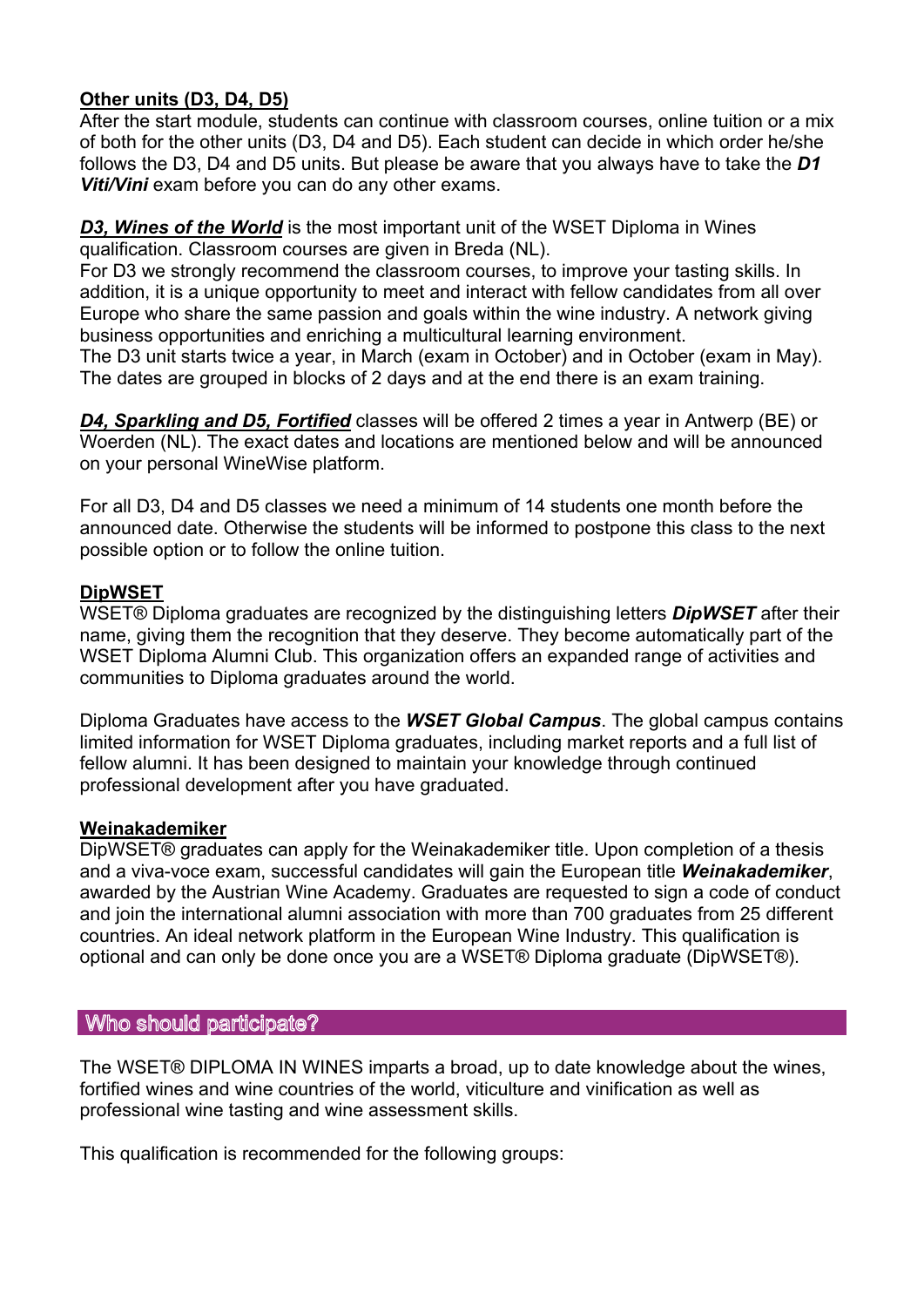**Other units (D3, D4, D5)**

After the start module, students can continue with classroom courses, online tuition or a mix of both for the other units (D3, D4 and D5). Each student can decide in which order he/she follows the D3, D4 and D5 units. But please be aware that you always have to take the ***D1 Viti/Vini*** exam before you can do any other exams.

***D3, Wines of the World*** is the most important unit of the WSET Diploma in Wines qualification. Classroom courses are given in Breda (NL).
For D3 we strongly recommend the classroom courses, to improve your tasting skills. In addition, it is a unique opportunity to meet and interact with fellow candidates from all over Europe who share the same passion and goals within the wine industry. A network giving business opportunities and enriching a multicultural learning environment.
The D3 unit starts twice a year, in March (exam in October) and in October (exam in May). The dates are grouped in blocks of 2 days and at the end there is an exam training.

***D4, Sparkling and D5, Fortified*** classes will be offered 2 times a year in Antwerp (BE) or Woerden (NL). The exact dates and locations are mentioned below and will be announced on your personal WineWise platform.

For all D3, D4 and D5 classes we need a minimum of 14 students one month before the announced date. Otherwise the students will be informed to postpone this class to the next possible option or to follow the online tuition.

**DipWSET**

WSET® Diploma graduates are recognized by the distinguishing letters ***DipWSET*** after their name, giving them the recognition that they deserve. They become automatically part of the WSET Diploma Alumni Club. This organization offers an expanded range of activities and communities to Diploma graduates around the world.

Diploma Graduates have access to the ***WSET Global Campus***. The global campus contains limited information for WSET Diploma graduates, including market reports and a full list of fellow alumni. It has been designed to maintain your knowledge through continued professional development after you have graduated.

**Weinakademiker**

DipWSET® graduates can apply for the Weinakademiker title. Upon completion of a thesis and a viva-voce exam, successful candidates will gain the European title ***Weinakademiker***, awarded by the Austrian Wine Academy. Graduates are requested to sign a code of conduct and join the international alumni association with more than 700 graduates from 25 different countries. An ideal network platform in the European Wine Industry. This qualification is optional and can only be done once you are a WSET® Diploma graduate (DipWSET®).

## Who should participate?

The WSET® DIPLOMA IN WINES imparts a broad, up to date knowledge about the wines, fortified wines and wine countries of the world, viticulture and vinification as well as professional wine tasting and wine assessment skills.

This qualification is recommended for the following groups: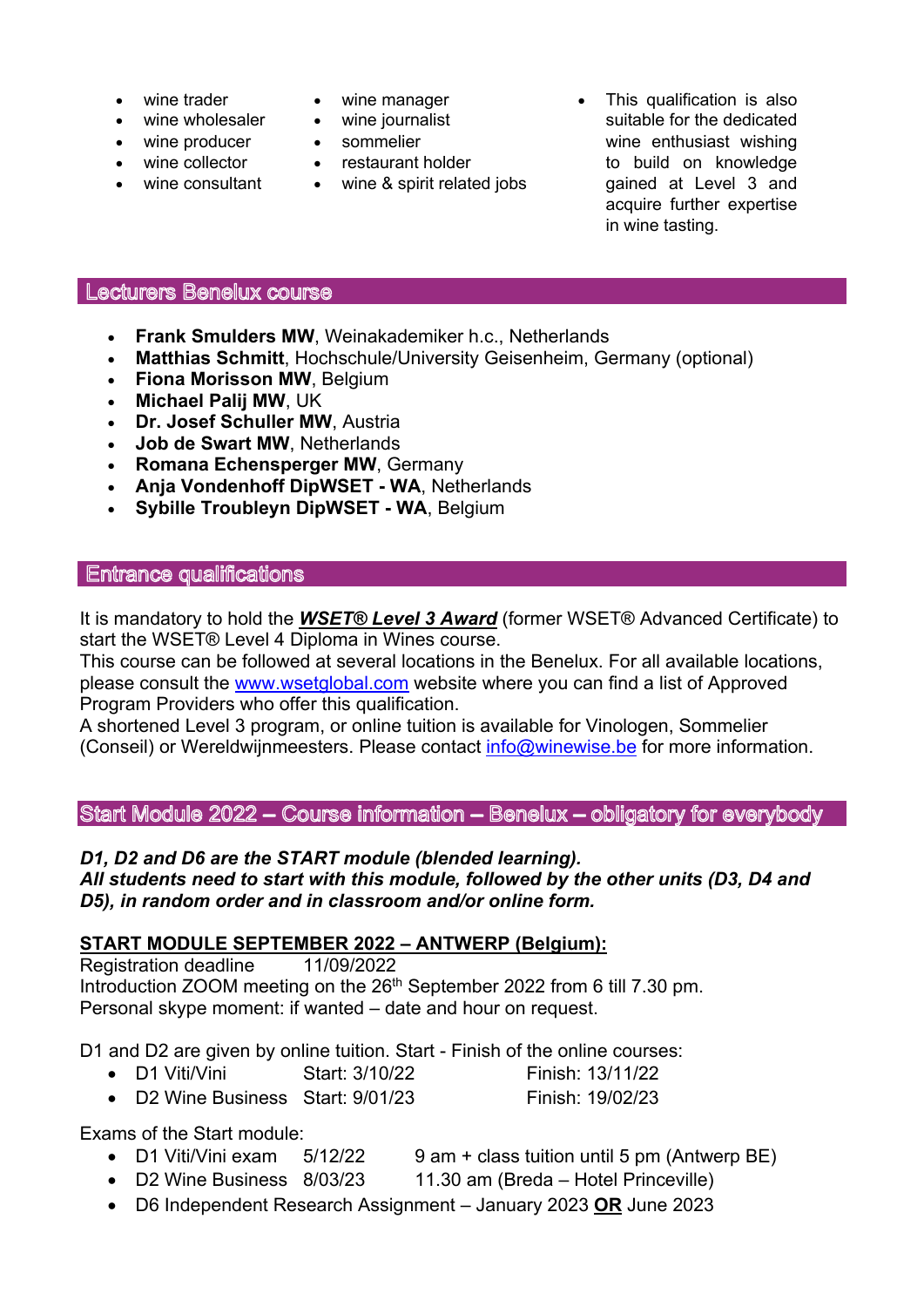- wine trader
- wine wholesaler
- wine producer
- wine collector
- wine consultant
- wine manager
- wine journalist
- sommelier
- restaurant holder
- wine & spirit related jobs
- This qualification is also suitable for the dedicated wine enthusiast wishing to build on knowledge gained at Level 3 and acquire further expertise in wine tasting.

## Lecturers Benelux course

- **Frank Smulders MW**, Weinakademiker h.c., Netherlands
- **Matthias Schmitt**, Hochschule/University Geisenheim, Germany (optional)
- **Fiona Morisson MW**, Belgium
- **Michael Palij MW**, UK
- **Dr. Josef Schuller MW**, Austria
- **Job de Swart MW**, Netherlands
- **Romana Echensperger MW**, Germany
- **Anja Vondenhoff DipWSET - WA**, Netherlands
- **Sybille Troubleyn DipWSET - WA**, Belgium

## Entrance qualifications

It is mandatory to hold the ***WSET® Level 3 Award*** (former WSET® Advanced Certificate) to start the WSET® Level 4 Diploma in Wines course.
This course can be followed at several locations in the Benelux. For all available locations, please consult the www.wsetglobal.com website where you can find a list of Approved Program Providers who offer this qualification.
A shortened Level 3 program, or online tuition is available for Vinologen, Sommelier (Conseil) or Wereldwijnmeesters. Please contact info@winewise.be for more information.

## Start Module 2022 – Course information – Benelux – obligatory for everybody

***D1, D2 and D6 are the START module (blended learning).***
***All students need to start with this module, followed by the other units (D3, D4 and D5), in random order and in classroom and/or online form.***

**START MODULE SEPTEMBER 2022 – ANTWERP (Belgium):**

Registration deadline 11/09/2022
Introduction ZOOM meeting on the 26th September 2022 from 6 till 7.30 pm.
Personal skype moment: if wanted – date and hour on request.

D1 and D2 are given by online tuition. Start - Finish of the online courses:

- D1 Viti/Vini Start: 3/10/22 Finish: 13/11/22
- D2 Wine Business Start: 9/01/23 Finish: 19/02/23

Exams of the Start module:

- D1 Viti/Vini exam 5/12/22 9 am + class tuition until 5 pm (Antwerp BE)
- D2 Wine Business 8/03/23 11.30 am (Breda – Hotel Princeville)
- D6 Independent Research Assignment – January 2023 **OR** June 2023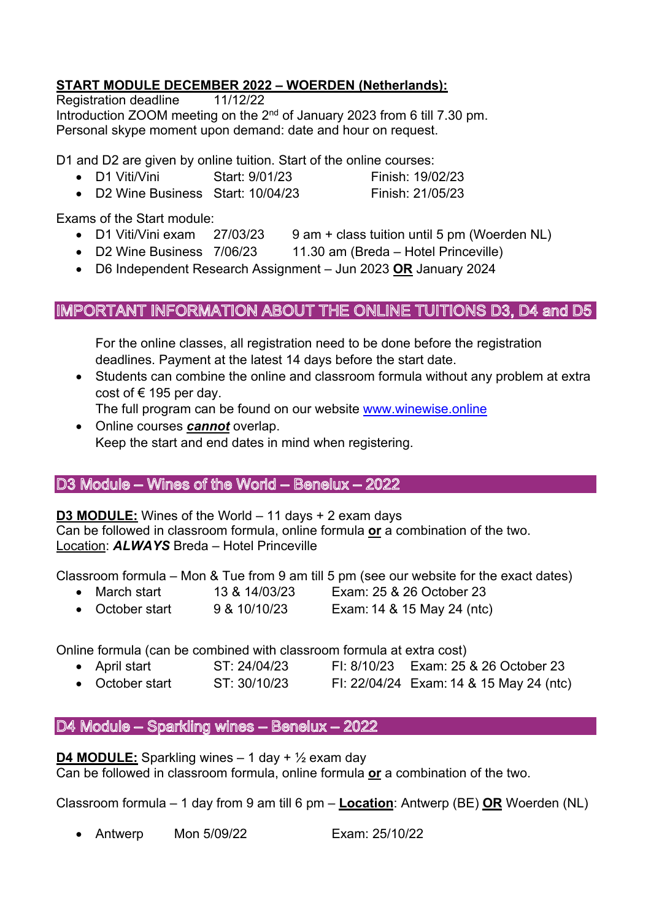**START MODULE DECEMBER 2022 – WOERDEN (Netherlands):**

Registration deadline 11/12/22

Introduction ZOOM meeting on the 2nd of January 2023 from 6 till 7.30 pm.

Personal skype moment upon demand: date and hour on request.

D1 and D2 are given by online tuition. Start of the online courses:

- D1 Viti/Vini Start: 9/01/23 Finish: 19/02/23
- D2 Wine Business Start: 10/04/23 Finish: 21/05/23

Exams of the Start module:

- D1 Viti/Vini exam 27/03/23 9 am + class tuition until 5 pm (Woerden NL)
- D2 Wine Business 7/06/23 11.30 am (Breda – Hotel Princeville)
- D6 Independent Research Assignment – Jun 2023 **OR** January 2024

## IMPORTANT INFORMATION ABOUT THE ONLINE TUITIONS D3, D4 and D5

For the online classes, all registration need to be done before the registration deadlines. Payment at the latest 14 days before the start date.

- Students can combine the online and classroom formula without any problem at extra cost of € 195 per day.
  The full program can be found on our website www.winewise.online
- Online courses ***cannot*** overlap.
  Keep the start and end dates in mind when registering.

## D3 Module – Wines of the World – Benelux – 2022

**D3 MODULE:** Wines of the World – 11 days + 2 exam days

Can be followed in classroom formula, online formula **or** a combination of the two.

Location: ***ALWAYS*** Breda – Hotel Princeville

Classroom formula – Mon & Tue from 9 am till 5 pm (see our website for the exact dates)

- March start 13 & 14/03/23 Exam: 25 & 26 October 23
- October start 9 & 10/10/23 Exam: 14 & 15 May 24 (ntc)

Online formula (can be combined with classroom formula at extra cost)

- April start ST: 24/04/23 FI: 8/10/23 Exam: 25 & 26 October 23
- October start ST: 30/10/23 FI: 22/04/24 Exam: 14 & 15 May 24 (ntc)

## D4 Module – Sparkling wines – Benelux – 2022

**D4 MODULE:** Sparkling wines – 1 day + ½ exam day

Can be followed in classroom formula, online formula **or** a combination of the two.

Classroom formula – 1 day from 9 am till 6 pm – **Location**: Antwerp (BE) **OR** Woerden (NL)

- Antwerp Mon 5/09/22 Exam: 25/10/22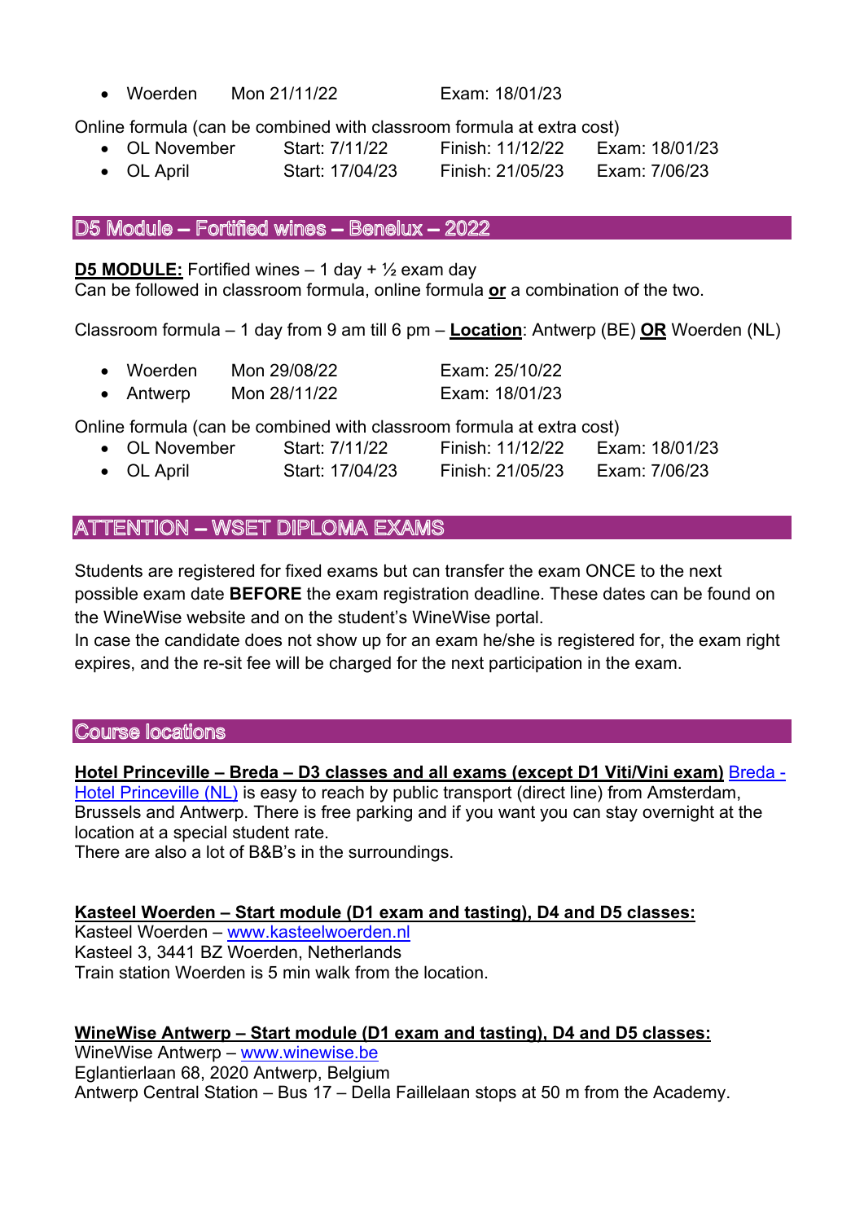- Woerden Mon 21/11/22 Exam: 18/01/23

Online formula (can be combined with classroom formula at extra cost)

- OL November Start: 7/11/22 Finish: 11/12/22 Exam: 18/01/23
- OL April Start: 17/04/23 Finish: 21/05/23 Exam: 7/06/23

## D5 Module – Fortified wines – Benelux – 2022

**D5 MODULE:** Fortified wines – 1 day + ½ exam day
Can be followed in classroom formula, online formula **or** a combination of the two.

Classroom formula – 1 day from 9 am till 6 pm – **Location**: Antwerp (BE) **OR** Woerden (NL)

- Woerden Mon 29/08/22 Exam: 25/10/22
- Antwerp Mon 28/11/22 Exam: 18/01/23

Online formula (can be combined with classroom formula at extra cost)

- OL November Start: 7/11/22 Finish: 11/12/22 Exam: 18/01/23
- OL April Start: 17/04/23 Finish: 21/05/23 Exam: 7/06/23

## ATTENTION – WSET DIPLOMA EXAMS

Students are registered for fixed exams but can transfer the exam ONCE to the next possible exam date **BEFORE** the exam registration deadline. These dates can be found on the WineWise website and on the student's WineWise portal.
In case the candidate does not show up for an exam he/she is registered for, the exam right expires, and the re-sit fee will be charged for the next participation in the exam.

## Course locations

**Hotel Princeville – Breda – D3 classes and all exams (except D1 Viti/Vini exam)** Breda - Hotel Princeville (NL) is easy to reach by public transport (direct line) from Amsterdam, Brussels and Antwerp. There is free parking and if you want you can stay overnight at the location at a special student rate.
There are also a lot of B&B's in the surroundings.

**Kasteel Woerden – Start module (D1 exam and tasting), D4 and D5 classes:**
Kasteel Woerden – www.kasteelwoerden.nl
Kasteel 3, 3441 BZ Woerden, Netherlands
Train station Woerden is 5 min walk from the location.

**WineWise Antwerp – Start module (D1 exam and tasting), D4 and D5 classes:**
WineWise Antwerp – www.winewise.be
Eglantierlaan 68, 2020 Antwerp, Belgium
Antwerp Central Station – Bus 17 – Della Faillelaan stops at 50 m from the Academy.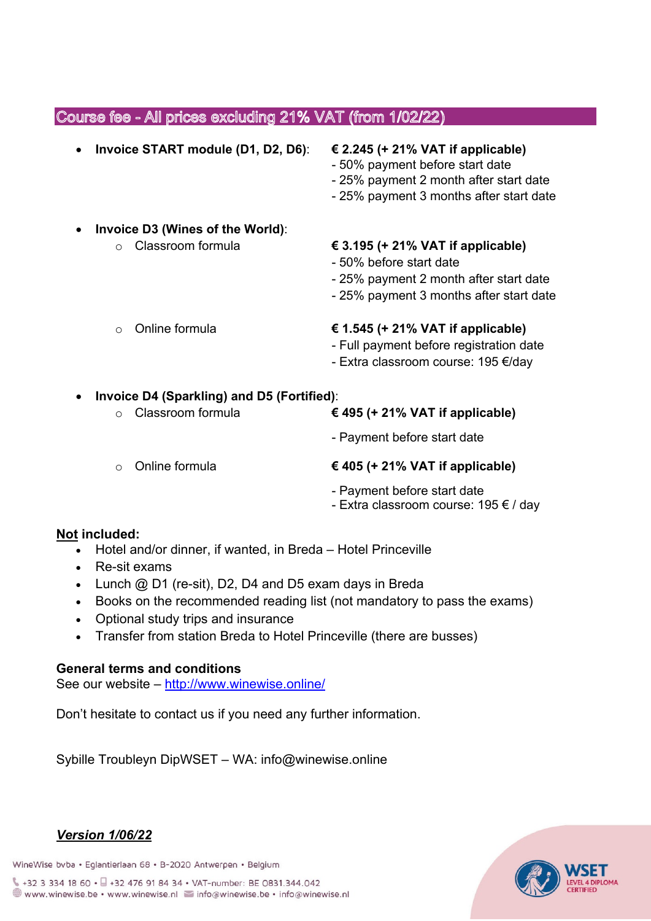## Course fee - All prices excluding 21% VAT (from 1/02/22)

- **Invoice START module (D1, D2, D6)**: **€ 2.245 (+ 21% VAT if applicable)**
  - 50% payment before start date
  - 25% payment 2 month after start date
  - 25% payment 3 months after start date

- **Invoice D3 (Wines of the World)**:
  - Classroom formula: **€ 3.195 (+ 21% VAT if applicable)**
    - 50% before start date
    - 25% payment 2 month after start date
    - 25% payment 3 months after start date
  - Online formula: **€ 1.545 (+ 21% VAT if applicable)**
    - Full payment before registration date
    - Extra classroom course: 195 €/day

- **Invoice D4 (Sparkling) and D5 (Fortified)**:
  - Classroom formula: **€ 495 (+ 21% VAT if applicable)**
    - Payment before start date
  - Online formula: **€ 405 (+ 21% VAT if applicable)**
    - Payment before start date
    - Extra classroom course: 195 € / day

**Not included:**

- Hotel and/or dinner, if wanted, in Breda – Hotel Princeville
- Re-sit exams
- Lunch @ D1 (re-sit), D2, D4 and D5 exam days in Breda
- Books on the recommended reading list (not mandatory to pass the exams)
- Optional study trips and insurance
- Transfer from station Breda to Hotel Princeville (there are busses)

**General terms and conditions**

See our website – http://www.winewise.online/

Don't hesitate to contact us if you need any further information.

Sybille Troubleyn DipWSET – WA: info@winewise.online

***Version 1/06/22***

WineWise bvba • Eglantierlaan 68 • B-2020 Antwerpen • Belgium
+32 3 334 18 60 • +32 476 91 84 34 • VAT-number: BE 0831.344.042
www.winewise.be • www.winewise.nl • info@winewise.be • info@winewise.nl

WSET LEVEL 4 DIPLOMA CERTIFIED